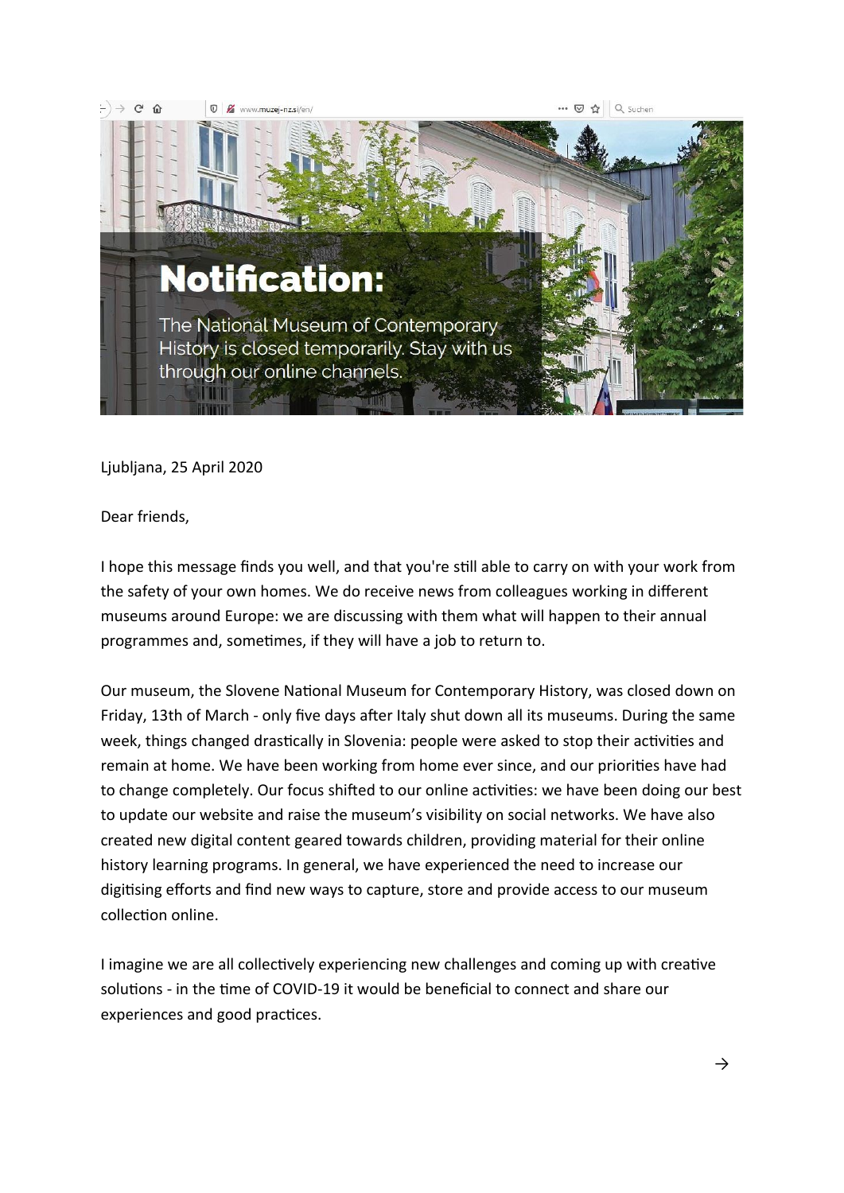**Notification:**

The National Museum of Contemporary History is closed temporarily. Stay with us through our online channels.

Ljubljana, 25 April 2020

Dear friends,

I hope this message finds you well, and that you're still able to carry on with your work from the safety of your own homes. We do receive news from colleagues working in different museums around Europe: we are discussing with them what will happen to their annual programmes and, sometimes, if they will have a job to return to.

Our museum, the Slovene National Museum for Contemporary History, was closed down on Friday, 13th of March - only five days after Italy shut down all its museums. During the same week, things changed drastically in Slovenia: people were asked to stop their activities and remain at home. We have been working from home ever since, and our priorities have had to change completely. Our focus shifted to our online activities: we have been doing our best to update our website and raise the museum's visibility on social networks. We have also created new digital content geared towards children, providing material for their online history learning programs. In general, we have experienced the need to increase our digitising efforts and find new ways to capture, store and provide access to our museum collection online.

I imagine we are all collectively experiencing new challenges and coming up with creative solutions - in the time of COVID-19 it would be beneficial to connect and share our experiences and good practices.

→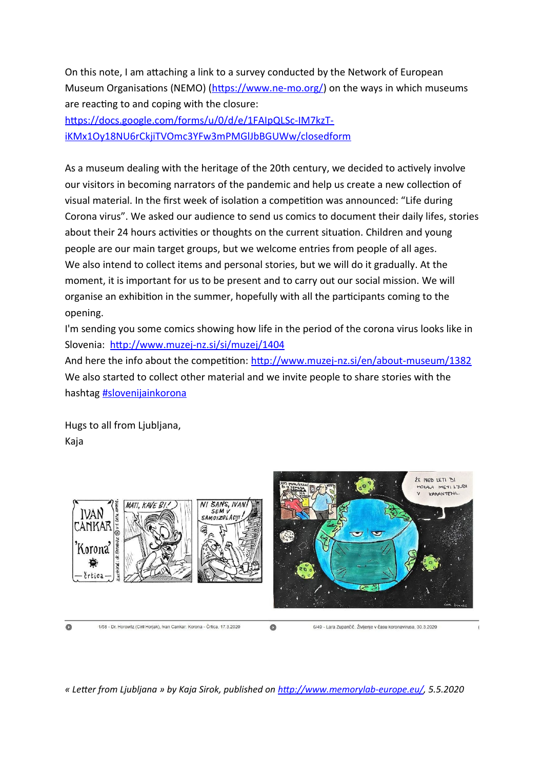On this note, I am attaching a link to a survey conducted by the Network of European Museum Organisations (NEMO) (https://www.ne-mo.org/) on the ways in which museums are reacting to and coping with the closure:
https://docs.google.com/forms/u/0/d/e/1FAIpQLSc-IM7kzT-iKMx1Oy18NU6rCkjiTVOmc3YFw3mPMGlJbBGUWw/closedform

As a museum dealing with the heritage of the 20th century, we decided to actively involve our visitors in becoming narrators of the pandemic and help us create a new collection of visual material. In the first week of isolation a competition was announced: "Life during Corona virus". We asked our audience to send us comics to document their daily lifes, stories about their 24 hours activities or thoughts on the current situation. Children and young people are our main target groups, but we welcome entries from people of all ages.
We also intend to collect items and personal stories, but we will do it gradually. At the moment, it is important for us to be present and to carry out our social mission. We will organise an exhibition in the summer, hopefully with all the participants coming to the opening.
I'm sending you some comics showing how life in the period of the corona virus looks like in Slovenia: http://www.muzej-nz.si/si/muzej/1404
And here the info about the competition: http://www.muzej-nz.si/en/about-museum/1382
We also started to collect other material and we invite people to share stories with the hashtag #slovenijainkorona

Hugs to all from Ljubljana,
Kaja

1/58 - Dr. Horowitz (Ciril Horjak), Ivan Cankar: Korona - Črtica, 17.3.2020

6/49 - Lara Zupančič, Življenje v času koronavirusa, 30.3.2020

*« Letter from Ljubljana » by Kaja Sirok, published on http://www.memorylab-europe.eu/, 5.5.2020*